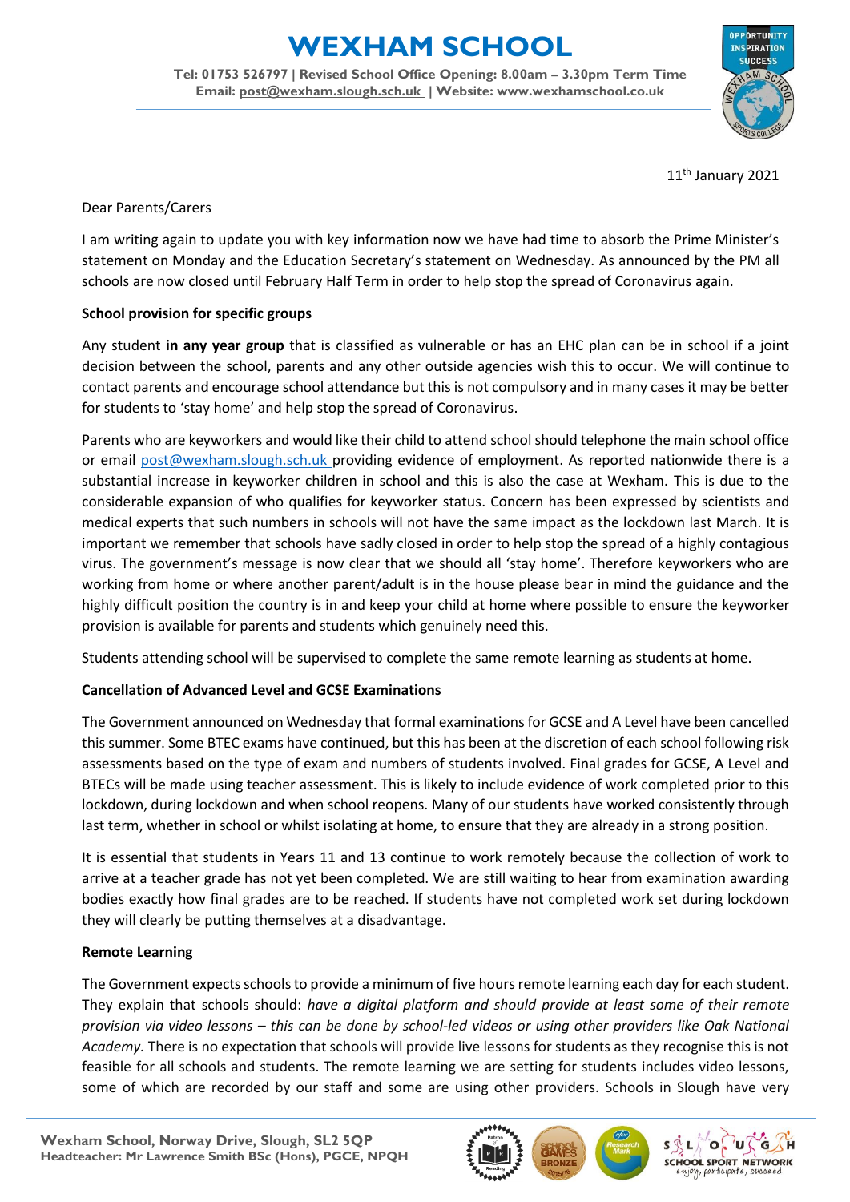# WEXHAM SCHOOL

**Tel: 01753 526797 | Revised School Office Opening: 8.00am – 3.30pm Term Time**
**Email: post@wexham.slough.sch.uk | Website: www.wexhamschool.co.uk**

11th January 2021

Dear Parents/Carers

I am writing again to update you with key information now we have had time to absorb the Prime Minister's statement on Monday and the Education Secretary's statement on Wednesday. As announced by the PM all schools are now closed until February Half Term in order to help stop the spread of Coronavirus again.

**School provision for specific groups**

Any student **in any year group** that is classified as vulnerable or has an EHC plan can be in school if a joint decision between the school, parents and any other outside agencies wish this to occur. We will continue to contact parents and encourage school attendance but this is not compulsory and in many cases it may be better for students to 'stay home' and help stop the spread of Coronavirus.

Parents who are keyworkers and would like their child to attend school should telephone the main school office or email post@wexham.slough.sch.uk providing evidence of employment. As reported nationwide there is a substantial increase in keyworker children in school and this is also the case at Wexham. This is due to the considerable expansion of who qualifies for keyworker status. Concern has been expressed by scientists and medical experts that such numbers in schools will not have the same impact as the lockdown last March. It is important we remember that schools have sadly closed in order to help stop the spread of a highly contagious virus. The government's message is now clear that we should all 'stay home'. Therefore keyworkers who are working from home or where another parent/adult is in the house please bear in mind the guidance and the highly difficult position the country is in and keep your child at home where possible to ensure the keyworker provision is available for parents and students which genuinely need this.

Students attending school will be supervised to complete the same remote learning as students at home.

**Cancellation of Advanced Level and GCSE Examinations**

The Government announced on Wednesday that formal examinations for GCSE and A Level have been cancelled this summer. Some BTEC exams have continued, but this has been at the discretion of each school following risk assessments based on the type of exam and numbers of students involved. Final grades for GCSE, A Level and BTECs will be made using teacher assessment. This is likely to include evidence of work completed prior to this lockdown, during lockdown and when school reopens. Many of our students have worked consistently through last term, whether in school or whilst isolating at home, to ensure that they are already in a strong position.

It is essential that students in Years 11 and 13 continue to work remotely because the collection of work to arrive at a teacher grade has not yet been completed. We are still waiting to hear from examination awarding bodies exactly how final grades are to be reached. If students have not completed work set during lockdown they will clearly be putting themselves at a disadvantage.

**Remote Learning**

The Government expects schools to provide a minimum of five hours remote learning each day for each student. They explain that schools should: *have a digital platform and should provide at least some of their remote provision via video lessons – this can be done by school-led videos or using other providers like Oak National Academy.* There is no expectation that schools will provide live lessons for students as they recognise this is not feasible for all schools and students. The remote learning we are setting for students includes video lessons, some of which are recorded by our staff and some are using other providers. Schools in Slough have very

Wexham School, Norway Drive, Slough, SL2 5QP
Headteacher: Mr Lawrence Smith BSc (Hons), PGCE, NPQH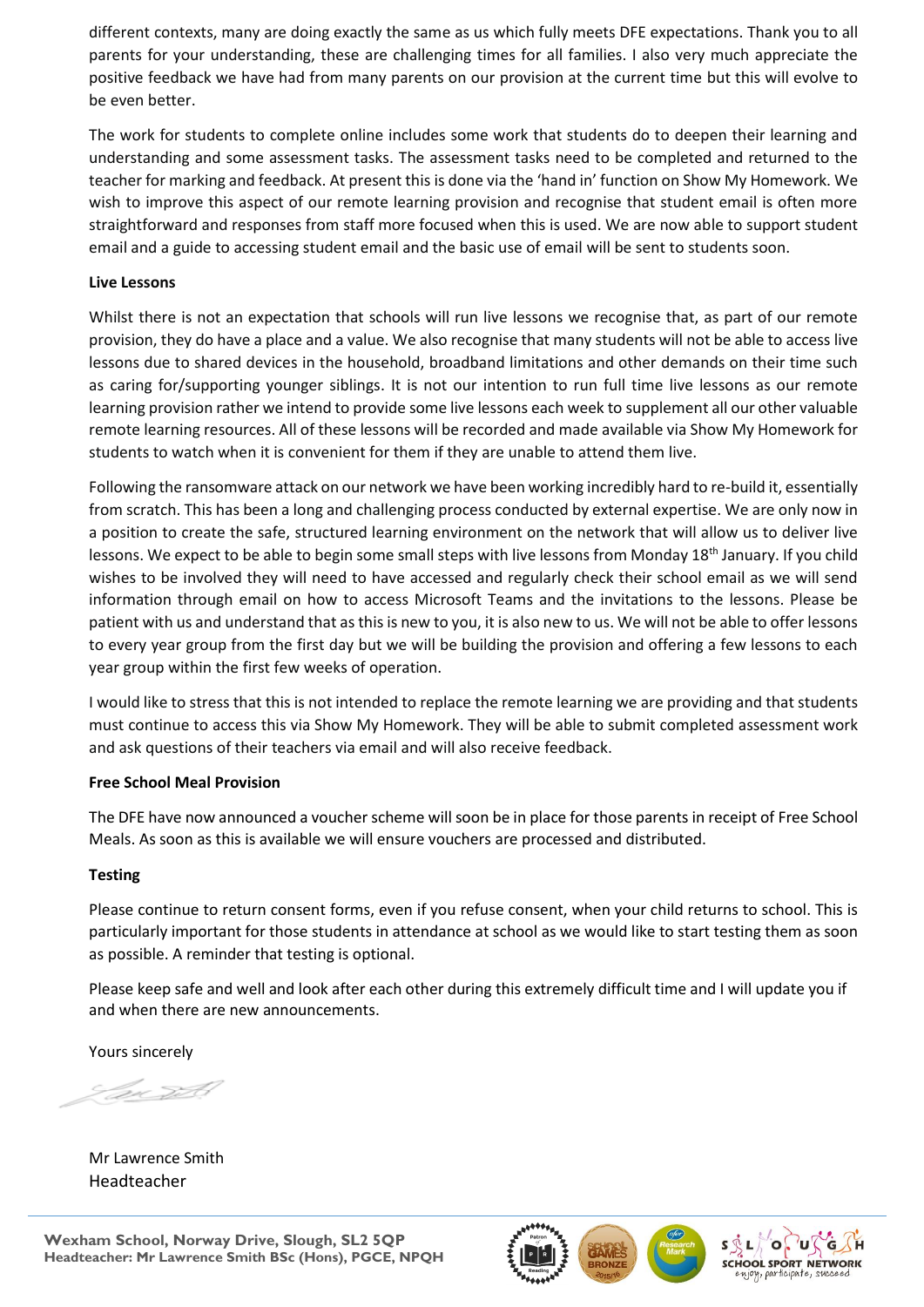different contexts, many are doing exactly the same as us which fully meets DFE expectations. Thank you to all parents for your understanding, these are challenging times for all families. I also very much appreciate the positive feedback we have had from many parents on our provision at the current time but this will evolve to be even better.

The work for students to complete online includes some work that students do to deepen their learning and understanding and some assessment tasks. The assessment tasks need to be completed and returned to the teacher for marking and feedback. At present this is done via the 'hand in' function on Show My Homework. We wish to improve this aspect of our remote learning provision and recognise that student email is often more straightforward and responses from staff more focused when this is used. We are now able to support student email and a guide to accessing student email and the basic use of email will be sent to students soon.

**Live Lessons**

Whilst there is not an expectation that schools will run live lessons we recognise that, as part of our remote provision, they do have a place and a value. We also recognise that many students will not be able to access live lessons due to shared devices in the household, broadband limitations and other demands on their time such as caring for/supporting younger siblings. It is not our intention to run full time live lessons as our remote learning provision rather we intend to provide some live lessons each week to supplement all our other valuable remote learning resources. All of these lessons will be recorded and made available via Show My Homework for students to watch when it is convenient for them if they are unable to attend them live.

Following the ransomware attack on our network we have been working incredibly hard to re-build it, essentially from scratch. This has been a long and challenging process conducted by external expertise. We are only now in a position to create the safe, structured learning environment on the network that will allow us to deliver live lessons. We expect to be able to begin some small steps with live lessons from Monday 18th January. If you child wishes to be involved they will need to have accessed and regularly check their school email as we will send information through email on how to access Microsoft Teams and the invitations to the lessons. Please be patient with us and understand that as this is new to you, it is also new to us. We will not be able to offer lessons to every year group from the first day but we will be building the provision and offering a few lessons to each year group within the first few weeks of operation.

I would like to stress that this is not intended to replace the remote learning we are providing and that students must continue to access this via Show My Homework. They will be able to submit completed assessment work and ask questions of their teachers via email and will also receive feedback.

**Free School Meal Provision**

The DFE have now announced a voucher scheme will soon be in place for those parents in receipt of Free School Meals. As soon as this is available we will ensure vouchers are processed and distributed.

**Testing**

Please continue to return consent forms, even if you refuse consent, when your child returns to school. This is particularly important for those students in attendance at school as we would like to start testing them as soon as possible. A reminder that testing is optional.

Please keep safe and well and look after each other during this extremely difficult time and I will update you if and when there are new announcements.

Yours sincerely

Mr Lawrence Smith
Headteacher

**Wexham School, Norway Drive, Slough, SL2 5QP**
**Headteacher: Mr Lawrence Smith BSc (Hons), PGCE, NPQH**